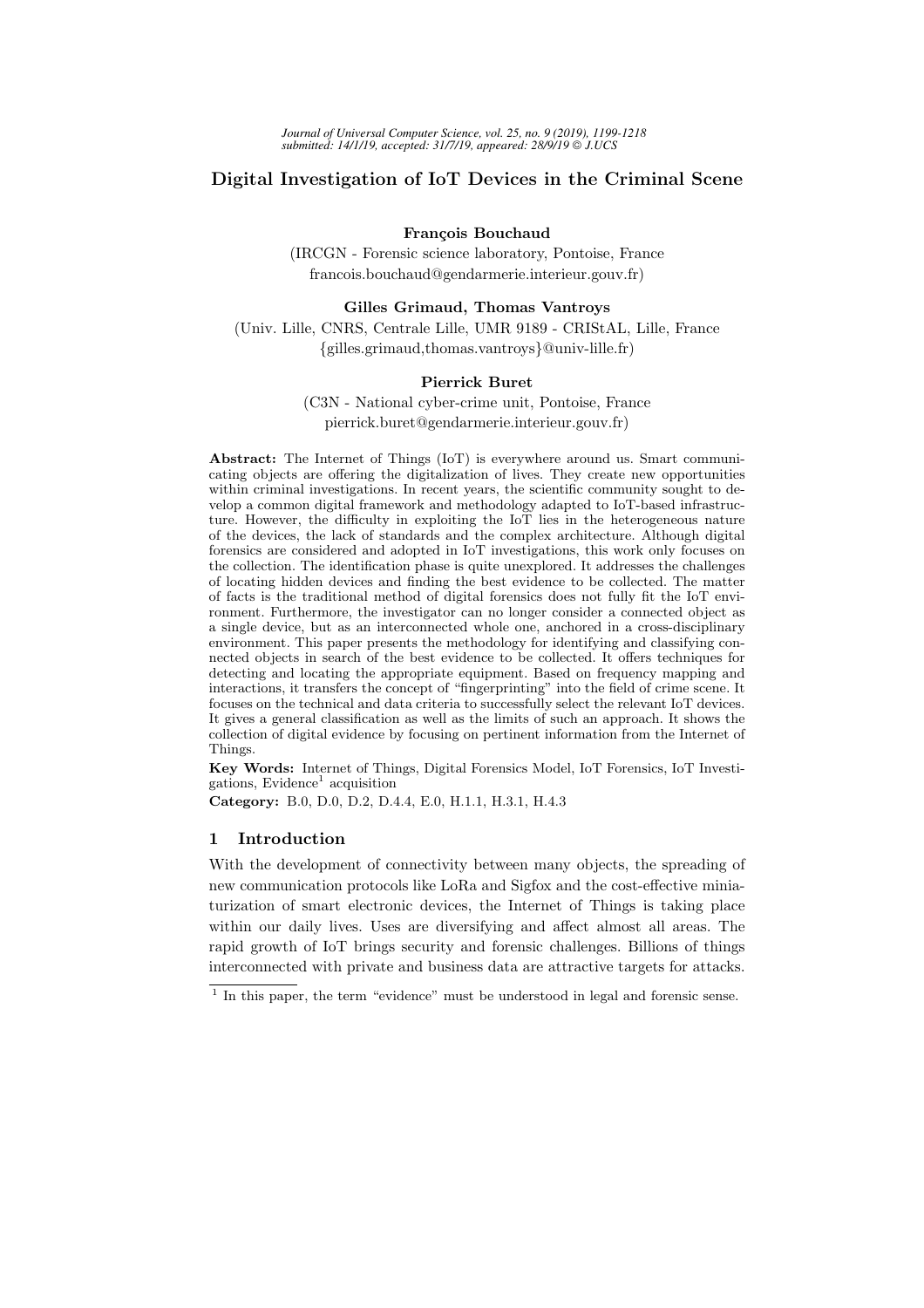# Digital Investigation of IoT Devices in the Criminal Scene

**François Bouchaud**

(IRCGN - Forensic science laboratory, Pontoise, France
francois.bouchaud@gendarmerie.interieur.gouv.fr)

**Gilles Grimaud, Thomas Vantroys**

(Univ. Lille, CNRS, Centrale Lille, UMR 9189 - CRIStAL, Lille, France
{gilles.grimaud,thomas.vantroys}@univ-lille.fr)

**Pierrick Buret**

(C3N - National cyber-crime unit, Pontoise, France
pierrick.buret@gendarmerie.interieur.gouv.fr)

**Abstract:** The Internet of Things (IoT) is everywhere around us. Smart communicating objects are offering the digitalization of lives. They create new opportunities within criminal investigations. In recent years, the scientific community sought to develop a common digital framework and methodology adapted to IoT-based infrastructure. However, the difficulty in exploiting the IoT lies in the heterogeneous nature of the devices, the lack of standards and the complex architecture. Although digital forensics are considered and adopted in IoT investigations, this work only focuses on the collection. The identification phase is quite unexplored. It addresses the challenges of locating hidden devices and finding the best evidence to be collected. The matter of facts is the traditional method of digital forensics does not fully fit the IoT environment. Furthermore, the investigator can no longer consider a connected object as a single device, but as an interconnected whole one, anchored in a cross-disciplinary environment. This paper presents the methodology for identifying and classifying connected objects in search of the best evidence to be collected. It offers techniques for detecting and locating the appropriate equipment. Based on frequency mapping and interactions, it transfers the concept of "fingerprinting" into the field of crime scene. It focuses on the technical and data criteria to successfully select the relevant IoT devices. It gives a general classification as well as the limits of such an approach. It shows the collection of digital evidence by focusing on pertinent information from the Internet of Things.

**Key Words:** Internet of Things, Digital Forensics Model, IoT Forensics, IoT Investigations, Evidence[1] acquisition

**Category:** B.0, D.0, D.2, D.4.4, E.0, H.1.1, H.3.1, H.4.3

## 1 Introduction

With the development of connectivity between many objects, the spreading of new communication protocols like LoRa and Sigfox and the cost-effective miniaturization of smart electronic devices, the Internet of Things is taking place within our daily lives. Uses are diversifying and affect almost all areas. The rapid growth of IoT brings security and forensic challenges. Billions of things interconnected with private and business data are attractive targets for attacks.

[1] In this paper, the term "evidence" must be understood in legal and forensic sense.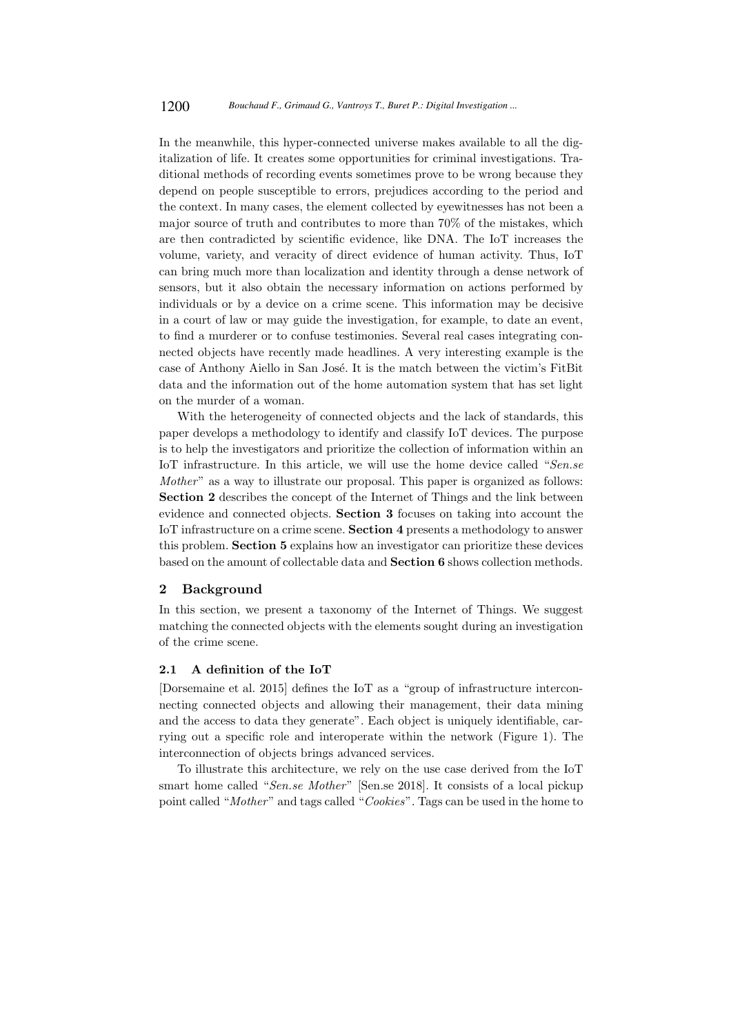In the meanwhile, this hyper-connected universe makes available to all the digitalization of life. It creates some opportunities for criminal investigations. Traditional methods of recording events sometimes prove to be wrong because they depend on people susceptible to errors, prejudices according to the period and the context. In many cases, the element collected by eyewitnesses has not been a major source of truth and contributes to more than 70% of the mistakes, which are then contradicted by scientific evidence, like DNA. The IoT increases the volume, variety, and veracity of direct evidence of human activity. Thus, IoT can bring much more than localization and identity through a dense network of sensors, but it also obtain the necessary information on actions performed by individuals or by a device on a crime scene. This information may be decisive in a court of law or may guide the investigation, for example, to date an event, to find a murderer or to confuse testimonies. Several real cases integrating connected objects have recently made headlines. A very interesting example is the case of Anthony Aiello in San José. It is the match between the victim's FitBit data and the information out of the home automation system that has set light on the murder of a woman.

With the heterogeneity of connected objects and the lack of standards, this paper develops a methodology to identify and classify IoT devices. The purpose is to help the investigators and prioritize the collection of information within an IoT infrastructure. In this article, we will use the home device called "*Sen.se Mother*" as a way to illustrate our proposal. This paper is organized as follows: **Section 2** describes the concept of the Internet of Things and the link between evidence and connected objects. **Section 3** focuses on taking into account the IoT infrastructure on a crime scene. **Section 4** presents a methodology to answer this problem. **Section 5** explains how an investigator can prioritize these devices based on the amount of collectable data and **Section 6** shows collection methods.

## 2 Background

In this section, we present a taxonomy of the Internet of Things. We suggest matching the connected objects with the elements sought during an investigation of the crime scene.

### 2.1 A definition of the IoT

[Dorsemaine et al. 2015] defines the IoT as a "group of infrastructure interconnecting connected objects and allowing their management, their data mining and the access to data they generate". Each object is uniquely identifiable, carrying out a specific role and interoperate within the network (Figure 1). The interconnection of objects brings advanced services.

To illustrate this architecture, we rely on the use case derived from the IoT smart home called "*Sen.se Mother*" [Sen.se 2018]. It consists of a local pickup point called "*Mother*" and tags called "*Cookies*". Tags can be used in the home to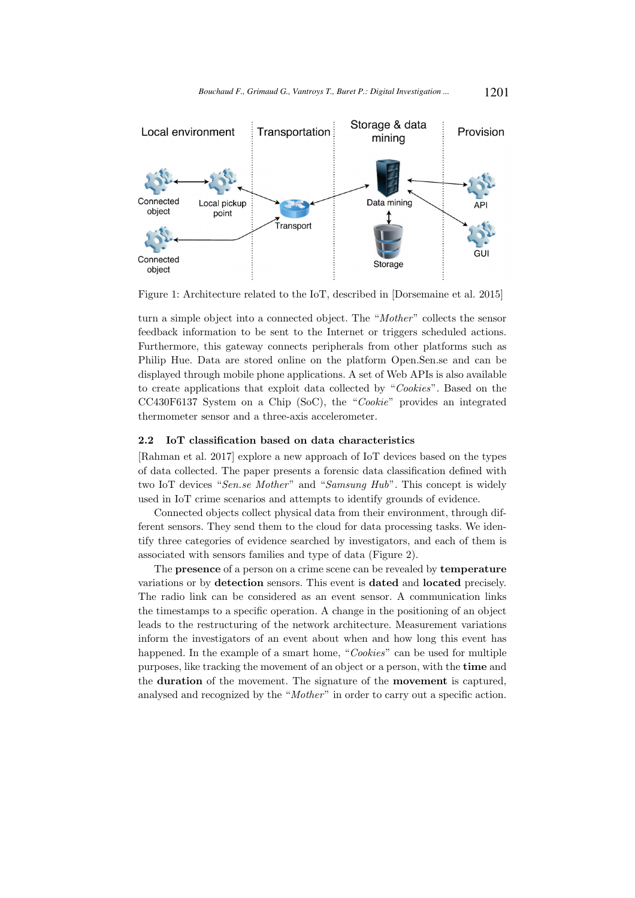Figure 1: Architecture related to the IoT, described in [Dorsemaine et al. 2015]

turn a simple object into a connected object. The "*Mother*" collects the sensor feedback information to be sent to the Internet or triggers scheduled actions. Furthermore, this gateway connects peripherals from other platforms such as Philip Hue. Data are stored online on the platform Open.Sen.se and can be displayed through mobile phone applications. A set of Web APIs is also available to create applications that exploit data collected by "*Cookies*". Based on the CC430F6137 System on a Chip (SoC), the "*Cookie*" provides an integrated thermometer sensor and a three-axis accelerometer.

### 2.2 IoT classification based on data characteristics

[Rahman et al. 2017] explore a new approach of IoT devices based on the types of data collected. The paper presents a forensic data classification defined with two IoT devices "*Sen.se Mother*" and "*Samsung Hub*". This concept is widely used in IoT crime scenarios and attempts to identify grounds of evidence.

Connected objects collect physical data from their environment, through different sensors. They send them to the cloud for data processing tasks. We identify three categories of evidence searched by investigators, and each of them is associated with sensors families and type of data (Figure 2).

The **presence** of a person on a crime scene can be revealed by **temperature** variations or by **detection** sensors. This event is **dated** and **located** precisely. The radio link can be considered as an event sensor. A communication links the timestamps to a specific operation. A change in the positioning of an object leads to the restructuring of the network architecture. Measurement variations inform the investigators of an event about when and how long this event has happened. In the example of a smart home, "*Cookies*" can be used for multiple purposes, like tracking the movement of an object or a person, with the **time** and the **duration** of the movement. The signature of the **movement** is captured, analysed and recognized by the "*Mother*" in order to carry out a specific action.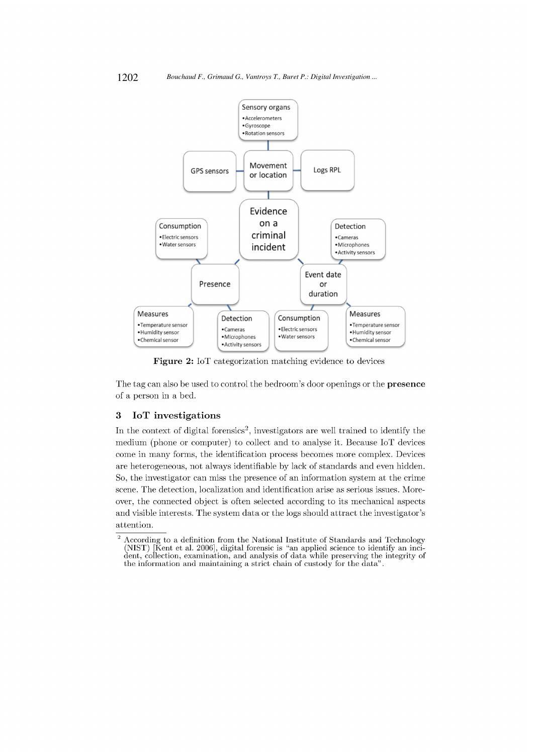Figure 2: IoT categorization matching evidence to devices

The tag can also be used to control the bedroom's door openings or the **presence** of a person in a bed.

## 3 IoT investigations

In the context of digital forensics[2], investigators are well trained to identify the medium (phone or computer) to collect and to analyse it. Because IoT devices come in many forms, the identification process becomes more complex. Devices are heterogeneous, not always identifiable by lack of standards and even hidden. So, the investigator can miss the presence of an information system at the crime scene. The detection, localization and identification arise as serious issues. Moreover, the connected object is often selected according to its mechanical aspects and visible interests. The system data or the logs should attract the investigator's attention.

[2] According to a definition from the National Institute of Standards and Technology (NIST) [Kent et al. 2006], digital forensic is "an applied science to identify an incident, collection, examination, and analysis of data while preserving the integrity of the information and maintaining a strict chain of custody for the data".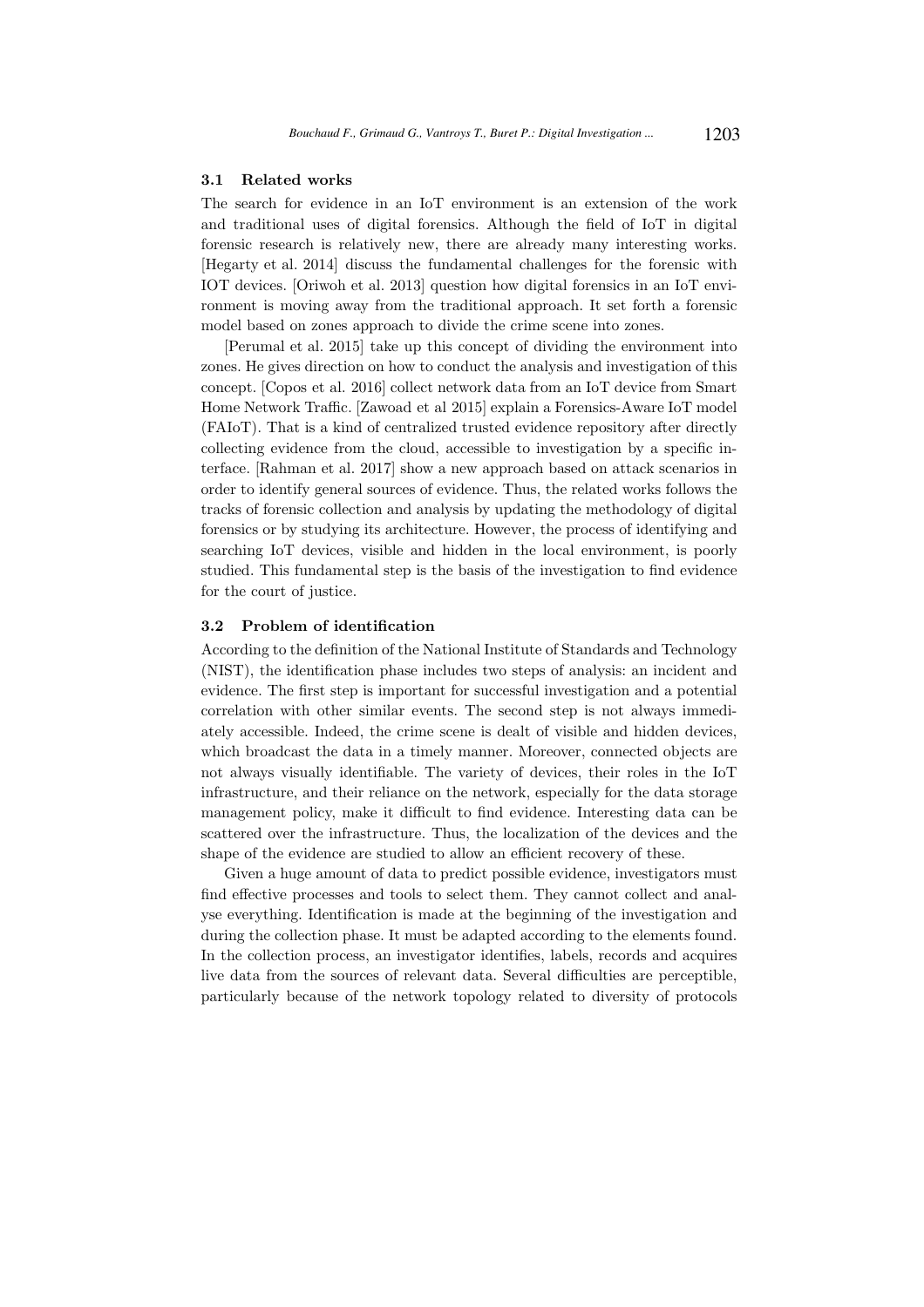### 3.1 Related works

The search for evidence in an IoT environment is an extension of the work and traditional uses of digital forensics. Although the field of IoT in digital forensic research is relatively new, there are already many interesting works. [Hegarty et al. 2014] discuss the fundamental challenges for the forensic with IOT devices. [Oriwoh et al. 2013] question how digital forensics in an IoT environment is moving away from the traditional approach. It set forth a forensic model based on zones approach to divide the crime scene into zones.

[Perumal et al. 2015] take up this concept of dividing the environment into zones. He gives direction on how to conduct the analysis and investigation of this concept. [Copos et al. 2016] collect network data from an IoT device from Smart Home Network Traffic. [Zawoad et al 2015] explain a Forensics-Aware IoT model (FAIoT). That is a kind of centralized trusted evidence repository after directly collecting evidence from the cloud, accessible to investigation by a specific interface. [Rahman et al. 2017] show a new approach based on attack scenarios in order to identify general sources of evidence. Thus, the related works follows the tracks of forensic collection and analysis by updating the methodology of digital forensics or by studying its architecture. However, the process of identifying and searching IoT devices, visible and hidden in the local environment, is poorly studied. This fundamental step is the basis of the investigation to find evidence for the court of justice.

### 3.2 Problem of identification

According to the definition of the National Institute of Standards and Technology (NIST), the identification phase includes two steps of analysis: an incident and evidence. The first step is important for successful investigation and a potential correlation with other similar events. The second step is not always immediately accessible. Indeed, the crime scene is dealt of visible and hidden devices, which broadcast the data in a timely manner. Moreover, connected objects are not always visually identifiable. The variety of devices, their roles in the IoT infrastructure, and their reliance on the network, especially for the data storage management policy, make it difficult to find evidence. Interesting data can be scattered over the infrastructure. Thus, the localization of the devices and the shape of the evidence are studied to allow an efficient recovery of these.

Given a huge amount of data to predict possible evidence, investigators must find effective processes and tools to select them. They cannot collect and analyse everything. Identification is made at the beginning of the investigation and during the collection phase. It must be adapted according to the elements found. In the collection process, an investigator identifies, labels, records and acquires live data from the sources of relevant data. Several difficulties are perceptible, particularly because of the network topology related to diversity of protocols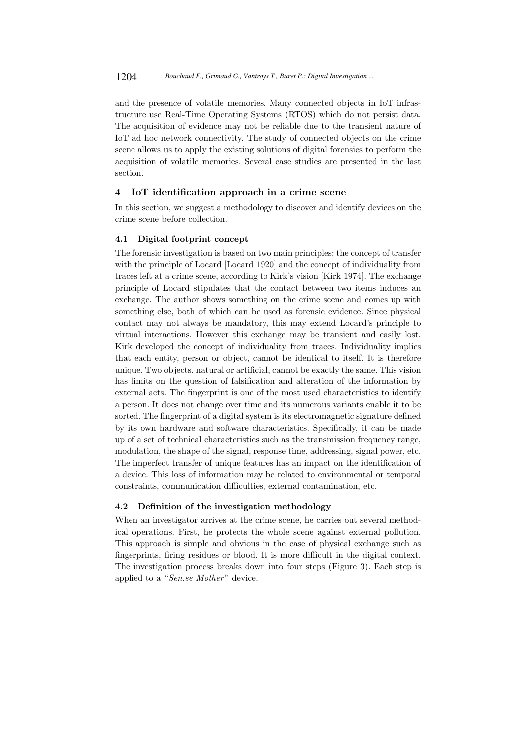and the presence of volatile memories. Many connected objects in IoT infrastructure use Real-Time Operating Systems (RTOS) which do not persist data. The acquisition of evidence may not be reliable due to the transient nature of IoT ad hoc network connectivity. The study of connected objects on the crime scene allows us to apply the existing solutions of digital forensics to perform the acquisition of volatile memories. Several case studies are presented in the last section.

## 4 IoT identification approach in a crime scene

In this section, we suggest a methodology to discover and identify devices on the crime scene before collection.

### 4.1 Digital footprint concept

The forensic investigation is based on two main principles: the concept of transfer with the principle of Locard [Locard 1920] and the concept of individuality from traces left at a crime scene, according to Kirk's vision [Kirk 1974]. The exchange principle of Locard stipulates that the contact between two items induces an exchange. The author shows something on the crime scene and comes up with something else, both of which can be used as forensic evidence. Since physical contact may not always be mandatory, this may extend Locard's principle to virtual interactions. However this exchange may be transient and easily lost. Kirk developed the concept of individuality from traces. Individuality implies that each entity, person or object, cannot be identical to itself. It is therefore unique. Two objects, natural or artificial, cannot be exactly the same. This vision has limits on the question of falsification and alteration of the information by external acts. The fingerprint is one of the most used characteristics to identify a person. It does not change over time and its numerous variants enable it to be sorted. The fingerprint of a digital system is its electromagnetic signature defined by its own hardware and software characteristics. Specifically, it can be made up of a set of technical characteristics such as the transmission frequency range, modulation, the shape of the signal, response time, addressing, signal power, etc. The imperfect transfer of unique features has an impact on the identification of a device. This loss of information may be related to environmental or temporal constraints, communication difficulties, external contamination, etc.

### 4.2 Definition of the investigation methodology

When an investigator arrives at the crime scene, he carries out several methodical operations. First, he protects the whole scene against external pollution. This approach is simple and obvious in the case of physical exchange such as fingerprints, firing residues or blood. It is more difficult in the digital context. The investigation process breaks down into four steps (Figure 3). Each step is applied to a "*Sen.se Mother*" device.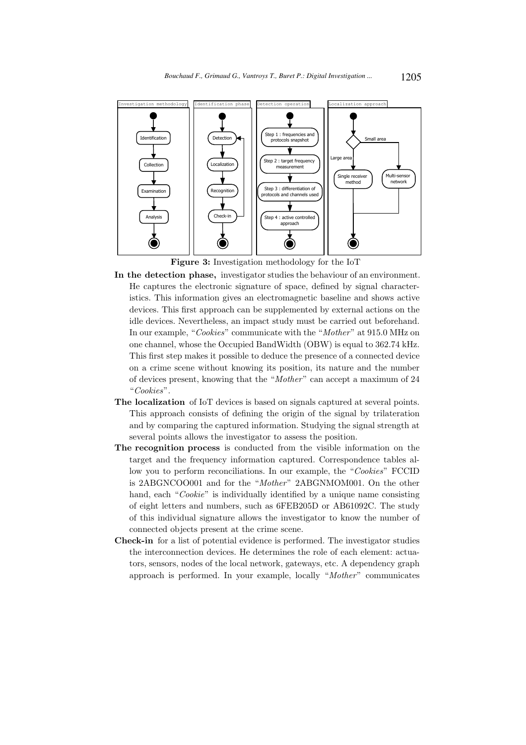**Figure 3:** Investigation methodology for the IoT

**In the detection phase,** investigator studies the behaviour of an environment. He captures the electronic signature of space, defined by signal characteristics. This information gives an electromagnetic baseline and shows active devices. This first approach can be supplemented by external actions on the idle devices. Nevertheless, an impact study must be carried out beforehand. In our example, "*Cookies*" communicate with the "*Mother*" at 915.0 MHz on one channel, whose the Occupied BandWidth (OBW) is equal to 362.74 kHz. This first step makes it possible to deduce the presence of a connected device on a crime scene without knowing its position, its nature and the number of devices present, knowing that the "*Mother*" can accept a maximum of 24 "*Cookies*".

**The localization** of IoT devices is based on signals captured at several points. This approach consists of defining the origin of the signal by trilateration and by comparing the captured information. Studying the signal strength at several points allows the investigator to assess the position.

**The recognition process** is conducted from the visible information on the target and the frequency information captured. Correspondence tables allow you to perform reconciliations. In our example, the "*Cookies*" FCCID is 2ABGNCOO001 and for the "*Mother*" 2ABGNMOM001. On the other hand, each "*Cookie*" is individually identified by a unique name consisting of eight letters and numbers, such as 6FEB205D or AB61092C. The study of this individual signature allows the investigator to know the number of connected objects present at the crime scene.

**Check-in** for a list of potential evidence is performed. The investigator studies the interconnection devices. He determines the role of each element: actuators, sensors, nodes of the local network, gateways, etc. A dependency graph approach is performed. In your example, locally "*Mother*" communicates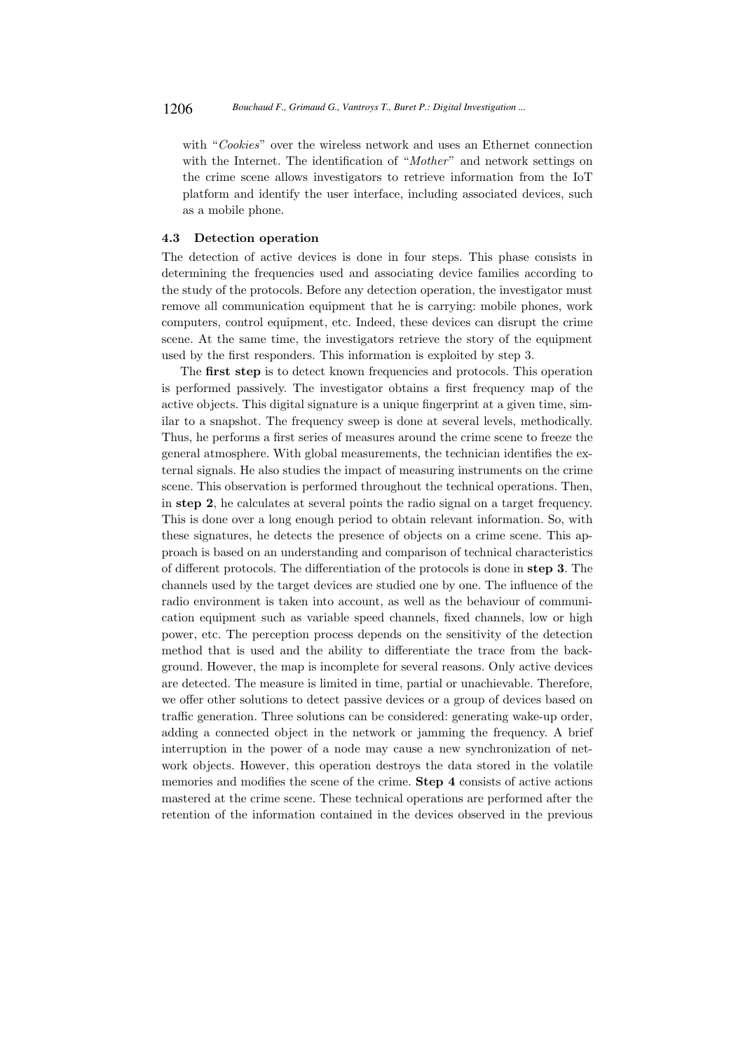with "*Cookies*" over the wireless network and uses an Ethernet connection with the Internet. The identification of "*Mother*" and network settings on the crime scene allows investigators to retrieve information from the IoT platform and identify the user interface, including associated devices, such as a mobile phone.

### 4.3 Detection operation

The detection of active devices is done in four steps. This phase consists in determining the frequencies used and associating device families according to the study of the protocols. Before any detection operation, the investigator must remove all communication equipment that he is carrying: mobile phones, work computers, control equipment, etc. Indeed, these devices can disrupt the crime scene. At the same time, the investigators retrieve the story of the equipment used by the first responders. This information is exploited by step 3.

The **first step** is to detect known frequencies and protocols. This operation is performed passively. The investigator obtains a first frequency map of the active objects. This digital signature is a unique fingerprint at a given time, similar to a snapshot. The frequency sweep is done at several levels, methodically. Thus, he performs a first series of measures around the crime scene to freeze the general atmosphere. With global measurements, the technician identifies the external signals. He also studies the impact of measuring instruments on the crime scene. This observation is performed throughout the technical operations. Then, in **step 2**, he calculates at several points the radio signal on a target frequency. This is done over a long enough period to obtain relevant information. So, with these signatures, he detects the presence of objects on a crime scene. This approach is based on an understanding and comparison of technical characteristics of different protocols. The differentiation of the protocols is done in **step 3**. The channels used by the target devices are studied one by one. The influence of the radio environment is taken into account, as well as the behaviour of communication equipment such as variable speed channels, fixed channels, low or high power, etc. The perception process depends on the sensitivity of the detection method that is used and the ability to differentiate the trace from the background. However, the map is incomplete for several reasons. Only active devices are detected. The measure is limited in time, partial or unachievable. Therefore, we offer other solutions to detect passive devices or a group of devices based on traffic generation. Three solutions can be considered: generating wake-up order, adding a connected object in the network or jamming the frequency. A brief interruption in the power of a node may cause a new synchronization of network objects. However, this operation destroys the data stored in the volatile memories and modifies the scene of the crime. **Step 4** consists of active actions mastered at the crime scene. These technical operations are performed after the retention of the information contained in the devices observed in the previous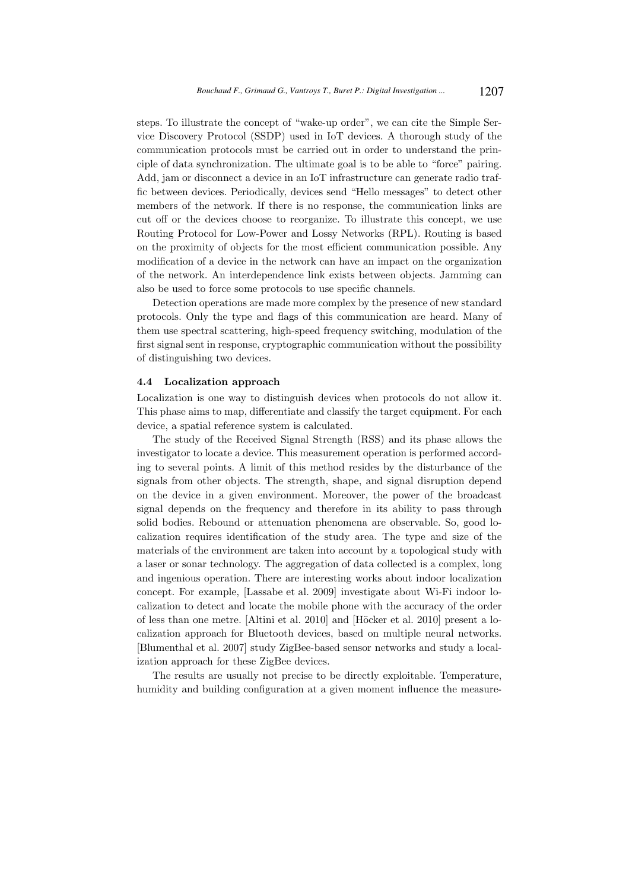steps. To illustrate the concept of "wake-up order", we can cite the Simple Service Discovery Protocol (SSDP) used in IoT devices. A thorough study of the communication protocols must be carried out in order to understand the principle of data synchronization. The ultimate goal is to be able to "force" pairing. Add, jam or disconnect a device in an IoT infrastructure can generate radio traffic between devices. Periodically, devices send "Hello messages" to detect other members of the network. If there is no response, the communication links are cut off or the devices choose to reorganize. To illustrate this concept, we use Routing Protocol for Low-Power and Lossy Networks (RPL). Routing is based on the proximity of objects for the most efficient communication possible. Any modification of a device in the network can have an impact on the organization of the network. An interdependence link exists between objects. Jamming can also be used to force some protocols to use specific channels.

Detection operations are made more complex by the presence of new standard protocols. Only the type and flags of this communication are heard. Many of them use spectral scattering, high-speed frequency switching, modulation of the first signal sent in response, cryptographic communication without the possibility of distinguishing two devices.

### 4.4 Localization approach

Localization is one way to distinguish devices when protocols do not allow it. This phase aims to map, differentiate and classify the target equipment. For each device, a spatial reference system is calculated.

The study of the Received Signal Strength (RSS) and its phase allows the investigator to locate a device. This measurement operation is performed according to several points. A limit of this method resides by the disturbance of the signals from other objects. The strength, shape, and signal disruption depend on the device in a given environment. Moreover, the power of the broadcast signal depends on the frequency and therefore in its ability to pass through solid bodies. Rebound or attenuation phenomena are observable. So, good localization requires identification of the study area. The type and size of the materials of the environment are taken into account by a topological study with a laser or sonar technology. The aggregation of data collected is a complex, long and ingenious operation. There are interesting works about indoor localization concept. For example, [Lassabe et al. 2009] investigate about Wi-Fi indoor localization to detect and locate the mobile phone with the accuracy of the order of less than one metre. [Altini et al. 2010] and [Höcker et al. 2010] present a localization approach for Bluetooth devices, based on multiple neural networks. [Blumenthal et al. 2007] study ZigBee-based sensor networks and study a localization approach for these ZigBee devices.

The results are usually not precise to be directly exploitable. Temperature, humidity and building configuration at a given moment influence the measure-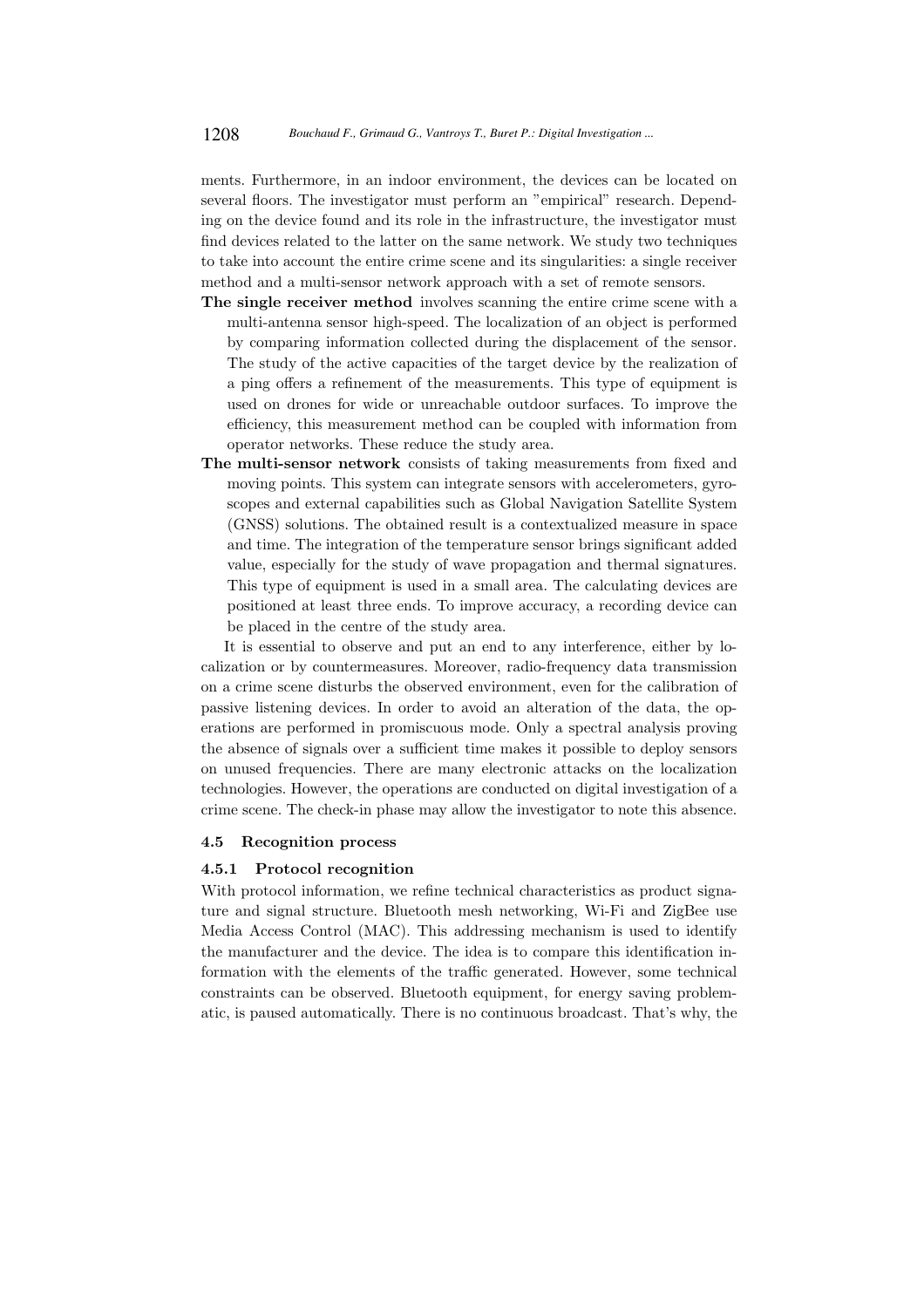ments. Furthermore, in an indoor environment, the devices can be located on several floors. The investigator must perform an "empirical" research. Depending on the device found and its role in the infrastructure, the investigator must find devices related to the latter on the same network. We study two techniques to take into account the entire crime scene and its singularities: a single receiver method and a multi-sensor network approach with a set of remote sensors.

**The single receiver method** involves scanning the entire crime scene with a multi-antenna sensor high-speed. The localization of an object is performed by comparing information collected during the displacement of the sensor. The study of the active capacities of the target device by the realization of a ping offers a refinement of the measurements. This type of equipment is used on drones for wide or unreachable outdoor surfaces. To improve the efficiency, this measurement method can be coupled with information from operator networks. These reduce the study area.

**The multi-sensor network** consists of taking measurements from fixed and moving points. This system can integrate sensors with accelerometers, gyroscopes and external capabilities such as Global Navigation Satellite System (GNSS) solutions. The obtained result is a contextualized measure in space and time. The integration of the temperature sensor brings significant added value, especially for the study of wave propagation and thermal signatures. This type of equipment is used in a small area. The calculating devices are positioned at least three ends. To improve accuracy, a recording device can be placed in the centre of the study area.

It is essential to observe and put an end to any interference, either by localization or by countermeasures. Moreover, radio-frequency data transmission on a crime scene disturbs the observed environment, even for the calibration of passive listening devices. In order to avoid an alteration of the data, the operations are performed in promiscuous mode. Only a spectral analysis proving the absence of signals over a sufficient time makes it possible to deploy sensors on unused frequencies. There are many electronic attacks on the localization technologies. However, the operations are conducted on digital investigation of a crime scene. The check-in phase may allow the investigator to note this absence.

### 4.5 Recognition process

#### 4.5.1 Protocol recognition

With protocol information, we refine technical characteristics as product signature and signal structure. Bluetooth mesh networking, Wi-Fi and ZigBee use Media Access Control (MAC). This addressing mechanism is used to identify the manufacturer and the device. The idea is to compare this identification information with the elements of the traffic generated. However, some technical constraints can be observed. Bluetooth equipment, for energy saving problematic, is paused automatically. There is no continuous broadcast. That's why, the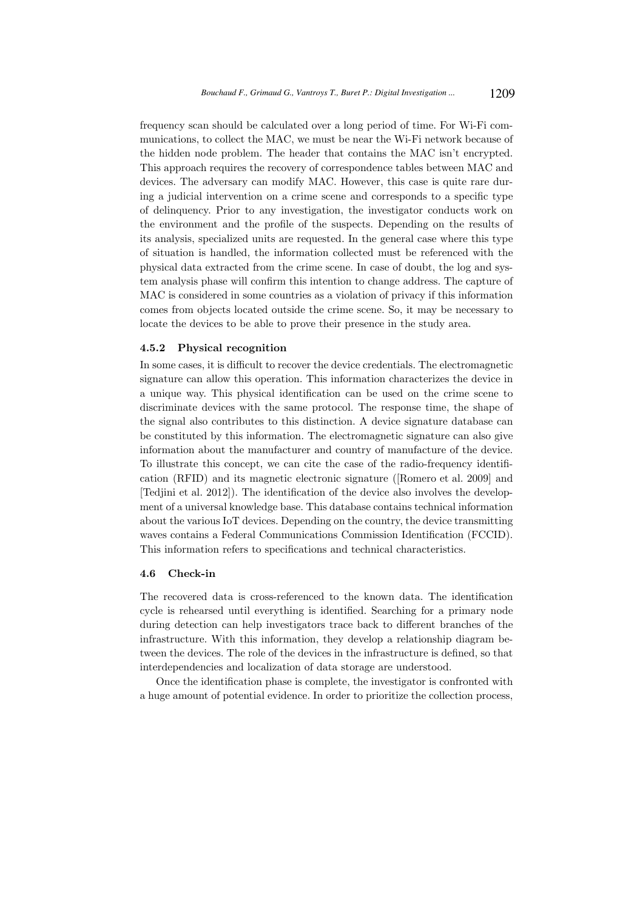frequency scan should be calculated over a long period of time. For Wi-Fi communications, to collect the MAC, we must be near the Wi-Fi network because of the hidden node problem. The header that contains the MAC isn't encrypted. This approach requires the recovery of correspondence tables between MAC and devices. The adversary can modify MAC. However, this case is quite rare during a judicial intervention on a crime scene and corresponds to a specific type of delinquency. Prior to any investigation, the investigator conducts work on the environment and the profile of the suspects. Depending on the results of its analysis, specialized units are requested. In the general case where this type of situation is handled, the information collected must be referenced with the physical data extracted from the crime scene. In case of doubt, the log and system analysis phase will confirm this intention to change address. The capture of MAC is considered in some countries as a violation of privacy if this information comes from objects located outside the crime scene. So, it may be necessary to locate the devices to be able to prove their presence in the study area.

#### 4.5.2 Physical recognition

In some cases, it is difficult to recover the device credentials. The electromagnetic signature can allow this operation. This information characterizes the device in a unique way. This physical identification can be used on the crime scene to discriminate devices with the same protocol. The response time, the shape of the signal also contributes to this distinction. A device signature database can be constituted by this information. The electromagnetic signature can also give information about the manufacturer and country of manufacture of the device. To illustrate this concept, we can cite the case of the radio-frequency identification (RFID) and its magnetic electronic signature ([Romero et al. 2009] and [Tedjini et al. 2012]). The identification of the device also involves the development of a universal knowledge base. This database contains technical information about the various IoT devices. Depending on the country, the device transmitting waves contains a Federal Communications Commission Identification (FCCID). This information refers to specifications and technical characteristics.

### 4.6 Check-in

The recovered data is cross-referenced to the known data. The identification cycle is rehearsed until everything is identified. Searching for a primary node during detection can help investigators trace back to different branches of the infrastructure. With this information, they develop a relationship diagram between the devices. The role of the devices in the infrastructure is defined, so that interdependencies and localization of data storage are understood.

Once the identification phase is complete, the investigator is confronted with a huge amount of potential evidence. In order to prioritize the collection process,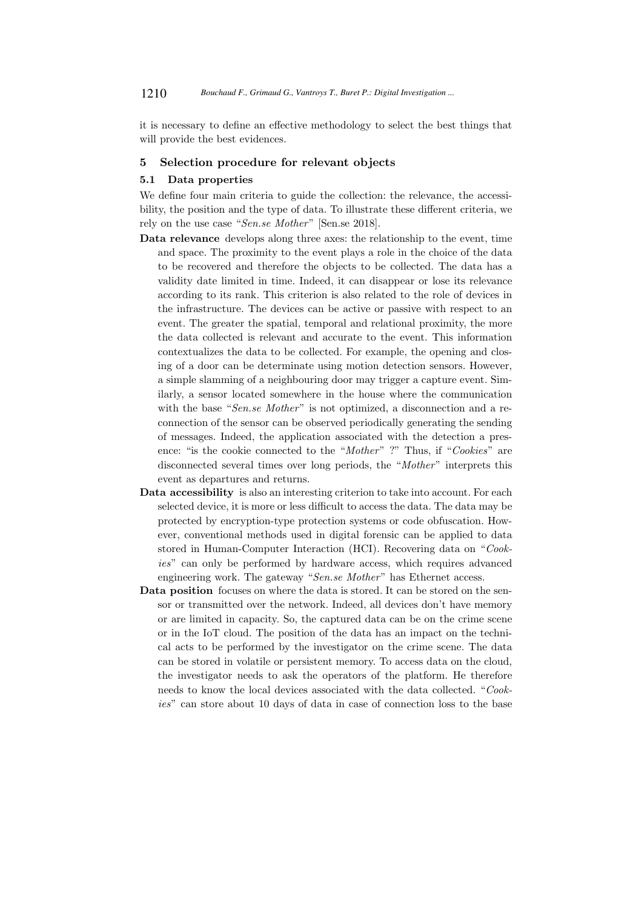it is necessary to define an effective methodology to select the best things that will provide the best evidences.

## 5 Selection procedure for relevant objects

### 5.1 Data properties

We define four main criteria to guide the collection: the relevance, the accessibility, the position and the type of data. To illustrate these different criteria, we rely on the use case "*Sen.se Mother*" [Sen.se 2018].

**Data relevance** develops along three axes: the relationship to the event, time and space. The proximity to the event plays a role in the choice of the data to be recovered and therefore the objects to be collected. The data has a validity date limited in time. Indeed, it can disappear or lose its relevance according to its rank. This criterion is also related to the role of devices in the infrastructure. The devices can be active or passive with respect to an event. The greater the spatial, temporal and relational proximity, the more the data collected is relevant and accurate to the event. This information contextualizes the data to be collected. For example, the opening and closing of a door can be determinate using motion detection sensors. However, a simple slamming of a neighbouring door may trigger a capture event. Similarly, a sensor located somewhere in the house where the communication with the base "*Sen.se Mother*" is not optimized, a disconnection and a reconnection of the sensor can be observed periodically generating the sending of messages. Indeed, the application associated with the detection a presence: "is the cookie connected to the "*Mother*" ?" Thus, if "*Cookies*" are disconnected several times over long periods, the "*Mother*" interprets this event as departures and returns.

**Data accessibility** is also an interesting criterion to take into account. For each selected device, it is more or less difficult to access the data. The data may be protected by encryption-type protection systems or code obfuscation. However, conventional methods used in digital forensic can be applied to data stored in Human-Computer Interaction (HCI). Recovering data on "*Cookies*" can only be performed by hardware access, which requires advanced engineering work. The gateway "*Sen.se Mother*" has Ethernet access.

**Data position** focuses on where the data is stored. It can be stored on the sensor or transmitted over the network. Indeed, all devices don't have memory or are limited in capacity. So, the captured data can be on the crime scene or in the IoT cloud. The position of the data has an impact on the technical acts to be performed by the investigator on the crime scene. The data can be stored in volatile or persistent memory. To access data on the cloud, the investigator needs to ask the operators of the platform. He therefore needs to know the local devices associated with the data collected. "*Cookies*" can store about 10 days of data in case of connection loss to the base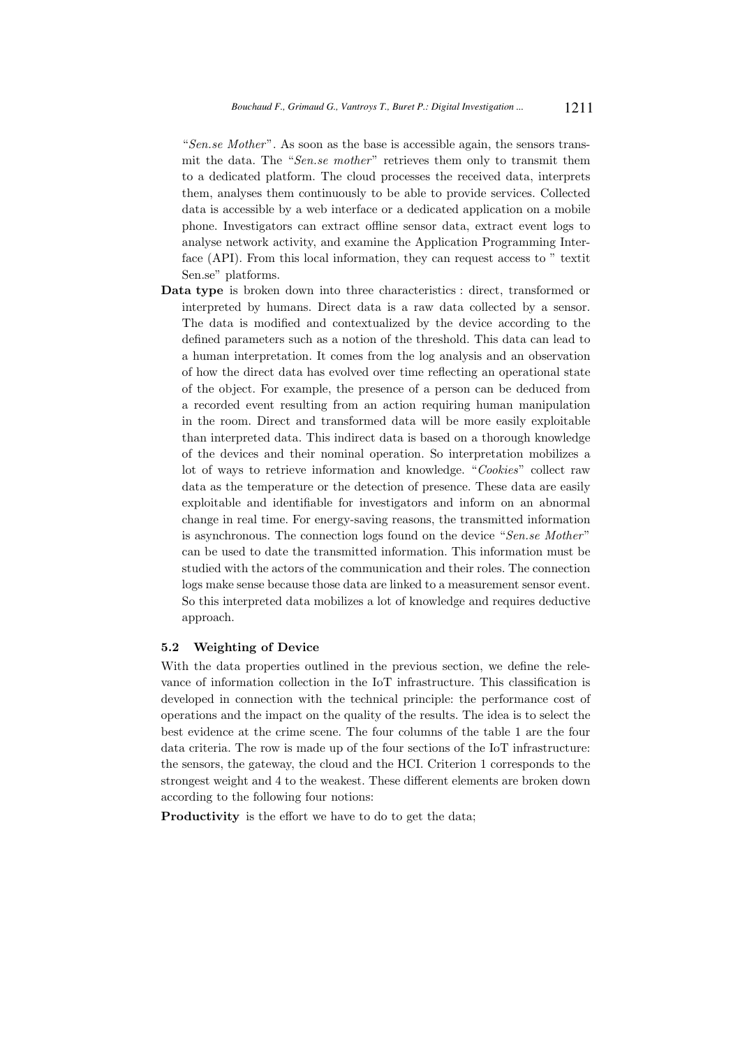"*Sen.se Mother*". As soon as the base is accessible again, the sensors transmit the data. The "*Sen.se mother*" retrieves them only to transmit them to a dedicated platform. The cloud processes the received data, interprets them, analyses them continuously to be able to provide services. Collected data is accessible by a web interface or a dedicated application on a mobile phone. Investigators can extract offline sensor data, extract event logs to analyse network activity, and examine the Application Programming Interface (API). From this local information, they can request access to " textit Sen.se" platforms.

**Data type** is broken down into three characteristics : direct, transformed or interpreted by humans. Direct data is a raw data collected by a sensor. The data is modified and contextualized by the device according to the defined parameters such as a notion of the threshold. This data can lead to a human interpretation. It comes from the log analysis and an observation of how the direct data has evolved over time reflecting an operational state of the object. For example, the presence of a person can be deduced from a recorded event resulting from an action requiring human manipulation in the room. Direct and transformed data will be more easily exploitable than interpreted data. This indirect data is based on a thorough knowledge of the devices and their nominal operation. So interpretation mobilizes a lot of ways to retrieve information and knowledge. "*Cookies*" collect raw data as the temperature or the detection of presence. These data are easily exploitable and identifiable for investigators and inform on an abnormal change in real time. For energy-saving reasons, the transmitted information is asynchronous. The connection logs found on the device "*Sen.se Mother*" can be used to date the transmitted information. This information must be studied with the actors of the communication and their roles. The connection logs make sense because those data are linked to a measurement sensor event. So this interpreted data mobilizes a lot of knowledge and requires deductive approach.

### 5.2 Weighting of Device

With the data properties outlined in the previous section, we define the relevance of information collection in the IoT infrastructure. This classification is developed in connection with the technical principle: the performance cost of operations and the impact on the quality of the results. The idea is to select the best evidence at the crime scene. The four columns of the table 1 are the four data criteria. The row is made up of the four sections of the IoT infrastructure: the sensors, the gateway, the cloud and the HCI. Criterion 1 corresponds to the strongest weight and 4 to the weakest. These different elements are broken down according to the following four notions:

**Productivity** is the effort we have to do to get the data;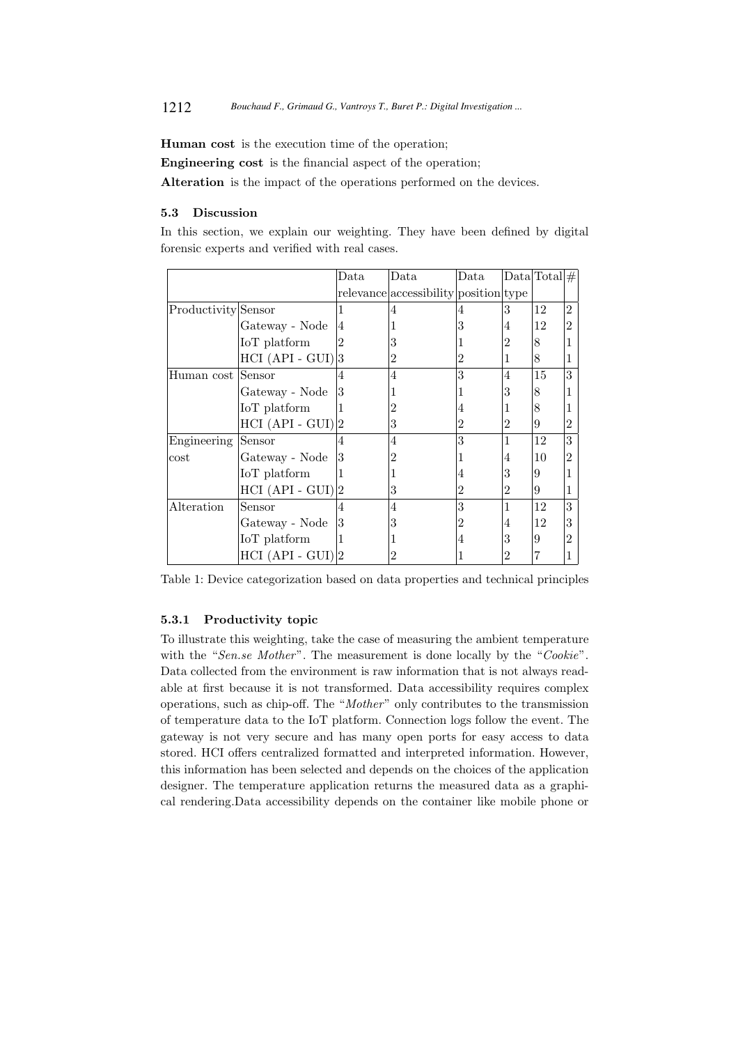**Human cost** is the execution time of the operation;

**Engineering cost** is the financial aspect of the operation;

**Alteration** is the impact of the operations performed on the devices.

### 5.3 Discussion

In this section, we explain our weighting. They have been defined by digital forensic experts and verified with real cases.

| | | Data relevance | Data accessibility | Data position | Data type | Total | # |
|---|---|---|---|---|---|---|---|
| Productivity | Sensor | 1 | 4 | 4 | 3 | 12 | 2 |
| | Gateway - Node | 4 | 1 | 3 | 4 | 12 | 2 |
| | IoT platform | 2 | 3 | 1 | 2 | 8 | 1 |
| | HCI (API - GUI) | 3 | 2 | 2 | 1 | 8 | 1 |
| Human cost | Sensor | 4 | 4 | 3 | 4 | 15 | 3 |
| | Gateway - Node | 3 | 1 | 1 | 3 | 8 | 1 |
| | IoT platform | 1 | 2 | 4 | 1 | 8 | 1 |
| | HCI (API - GUI) | 2 | 3 | 2 | 2 | 9 | 2 |
| Engineering cost | Sensor | 4 | 4 | 3 | 1 | 12 | 3 |
| | Gateway - Node | 3 | 2 | 1 | 4 | 10 | 2 |
| | IoT platform | 1 | 1 | 4 | 3 | 9 | 1 |
| | HCI (API - GUI) | 2 | 3 | 2 | 2 | 9 | 1 |
| Alteration | Sensor | 4 | 4 | 3 | 1 | 12 | 3 |
| | Gateway - Node | 3 | 3 | 2 | 4 | 12 | 3 |
| | IoT platform | 1 | 1 | 4 | 3 | 9 | 2 |
| | HCI (API - GUI) | 2 | 2 | 1 | 2 | 7 | 1 |

Table 1: Device categorization based on data properties and technical principles

#### 5.3.1 Productivity topic

To illustrate this weighting, take the case of measuring the ambient temperature with the "*Sen.se Mother*". The measurement is done locally by the "*Cookie*". Data collected from the environment is raw information that is not always readable at first because it is not transformed. Data accessibility requires complex operations, such as chip-off. The "*Mother*" only contributes to the transmission of temperature data to the IoT platform. Connection logs follow the event. The gateway is not very secure and has many open ports for easy access to data stored. HCI offers centralized formatted and interpreted information. However, this information has been selected and depends on the choices of the application designer. The temperature application returns the measured data as a graphical rendering.Data accessibility depends on the container like mobile phone or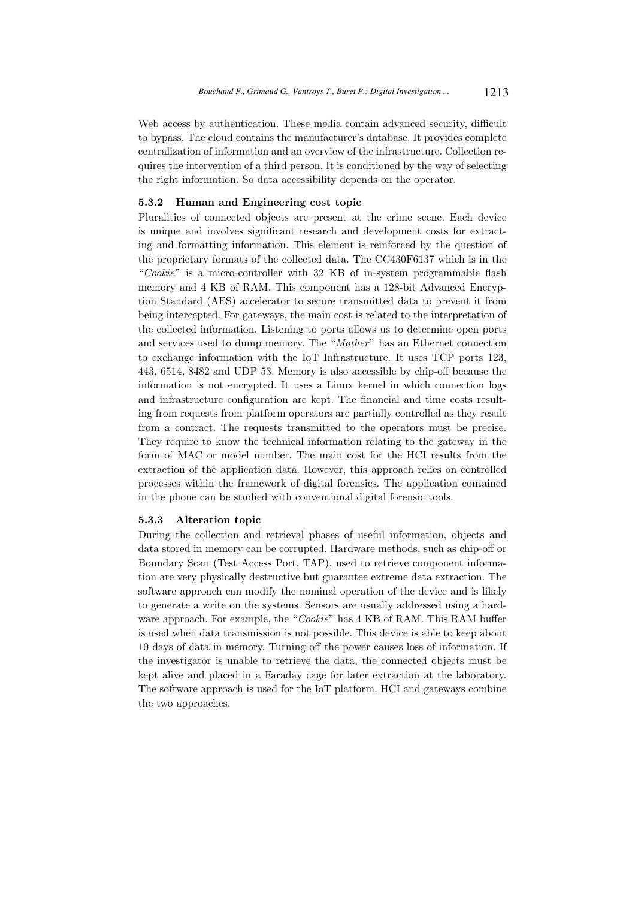Web access by authentication. These media contain advanced security, difficult to bypass. The cloud contains the manufacturer's database. It provides complete centralization of information and an overview of the infrastructure. Collection requires the intervention of a third person. It is conditioned by the way of selecting the right information. So data accessibility depends on the operator.

#### 5.3.2 Human and Engineering cost topic

Pluralities of connected objects are present at the crime scene. Each device is unique and involves significant research and development costs for extracting and formatting information. This element is reinforced by the question of the proprietary formats of the collected data. The CC430F6137 which is in the "*Cookie*" is a micro-controller with 32 KB of in-system programmable flash memory and 4 KB of RAM. This component has a 128-bit Advanced Encryption Standard (AES) accelerator to secure transmitted data to prevent it from being intercepted. For gateways, the main cost is related to the interpretation of the collected information. Listening to ports allows us to determine open ports and services used to dump memory. The "*Mother*" has an Ethernet connection to exchange information with the IoT Infrastructure. It uses TCP ports 123, 443, 6514, 8482 and UDP 53. Memory is also accessible by chip-off because the information is not encrypted. It uses a Linux kernel in which connection logs and infrastructure configuration are kept. The financial and time costs resulting from requests from platform operators are partially controlled as they result from a contract. The requests transmitted to the operators must be precise. They require to know the technical information relating to the gateway in the form of MAC or model number. The main cost for the HCI results from the extraction of the application data. However, this approach relies on controlled processes within the framework of digital forensics. The application contained in the phone can be studied with conventional digital forensic tools.

#### 5.3.3 Alteration topic

During the collection and retrieval phases of useful information, objects and data stored in memory can be corrupted. Hardware methods, such as chip-off or Boundary Scan (Test Access Port, TAP), used to retrieve component information are very physically destructive but guarantee extreme data extraction. The software approach can modify the nominal operation of the device and is likely to generate a write on the systems. Sensors are usually addressed using a hardware approach. For example, the "*Cookie*" has 4 KB of RAM. This RAM buffer is used when data transmission is not possible. This device is able to keep about 10 days of data in memory. Turning off the power causes loss of information. If the investigator is unable to retrieve the data, the connected objects must be kept alive and placed in a Faraday cage for later extraction at the laboratory. The software approach is used for the IoT platform. HCI and gateways combine the two approaches.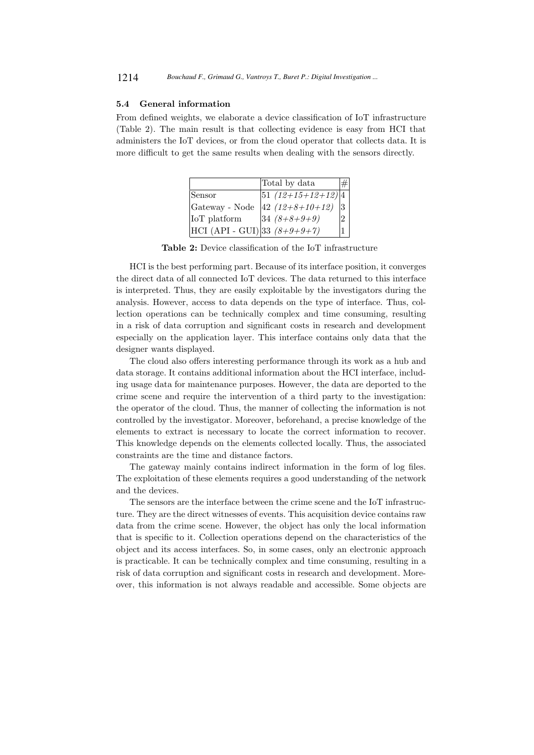### 5.4 General information

From defined weights, we elaborate a device classification of IoT infrastructure (Table 2). The main result is that collecting evidence is easy from HCI that administers the IoT devices, or from the cloud operator that collects data. It is more difficult to get the same results when dealing with the sensors directly.

| | Total by data | # |
|---|---|---|
| Sensor | 51 *(12+15+12+12)* | 4 |
| Gateway - Node | 42 *(12+8+10+12)* | 3 |
| IoT platform | 34 *(8+8+9+9)* | 2 |
| HCI (API - GUI) | 33 *(8+9+9+7)* | 1 |

**Table 2:** Device classification of the IoT infrastructure

HCI is the best performing part. Because of its interface position, it converges the direct data of all connected IoT devices. The data returned to this interface is interpreted. Thus, they are easily exploitable by the investigators during the analysis. However, access to data depends on the type of interface. Thus, collection operations can be technically complex and time consuming, resulting in a risk of data corruption and significant costs in research and development especially on the application layer. This interface contains only data that the designer wants displayed.

The cloud also offers interesting performance through its work as a hub and data storage. It contains additional information about the HCI interface, including usage data for maintenance purposes. However, the data are deported to the crime scene and require the intervention of a third party to the investigation: the operator of the cloud. Thus, the manner of collecting the information is not controlled by the investigator. Moreover, beforehand, a precise knowledge of the elements to extract is necessary to locate the correct information to recover. This knowledge depends on the elements collected locally. Thus, the associated constraints are the time and distance factors.

The gateway mainly contains indirect information in the form of log files. The exploitation of these elements requires a good understanding of the network and the devices.

The sensors are the interface between the crime scene and the IoT infrastructure. They are the direct witnesses of events. This acquisition device contains raw data from the crime scene. However, the object has only the local information that is specific to it. Collection operations depend on the characteristics of the object and its access interfaces. So, in some cases, only an electronic approach is practicable. It can be technically complex and time consuming, resulting in a risk of data corruption and significant costs in research and development. Moreover, this information is not always readable and accessible. Some objects are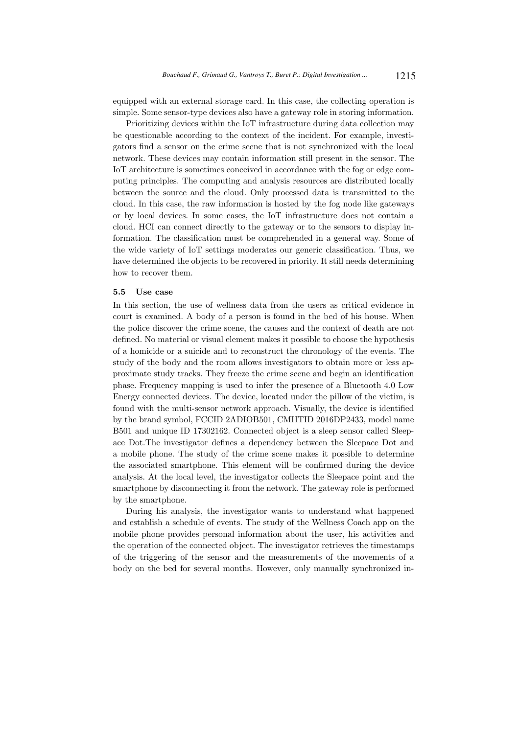equipped with an external storage card. In this case, the collecting operation is simple. Some sensor-type devices also have a gateway role in storing information.

Prioritizing devices within the IoT infrastructure during data collection may be questionable according to the context of the incident. For example, investigators find a sensor on the crime scene that is not synchronized with the local network. These devices may contain information still present in the sensor. The IoT architecture is sometimes conceived in accordance with the fog or edge computing principles. The computing and analysis resources are distributed locally between the source and the cloud. Only processed data is transmitted to the cloud. In this case, the raw information is hosted by the fog node like gateways or by local devices. In some cases, the IoT infrastructure does not contain a cloud. HCI can connect directly to the gateway or to the sensors to display information. The classification must be comprehended in a general way. Some of the wide variety of IoT settings moderates our generic classification. Thus, we have determined the objects to be recovered in priority. It still needs determining how to recover them.

### 5.5 Use case

In this section, the use of wellness data from the users as critical evidence in court is examined. A body of a person is found in the bed of his house. When the police discover the crime scene, the causes and the context of death are not defined. No material or visual element makes it possible to choose the hypothesis of a homicide or a suicide and to reconstruct the chronology of the events. The study of the body and the room allows investigators to obtain more or less approximate study tracks. They freeze the crime scene and begin an identification phase. Frequency mapping is used to infer the presence of a Bluetooth 4.0 Low Energy connected devices. The device, located under the pillow of the victim, is found with the multi-sensor network approach. Visually, the device is identified by the brand symbol, FCCID 2ADIOB501, CMIITID 2016DP2433, model name B501 and unique ID 17302162. Connected object is a sleep sensor called Sleepace Dot.The investigator defines a dependency between the Sleepace Dot and a mobile phone. The study of the crime scene makes it possible to determine the associated smartphone. This element will be confirmed during the device analysis. At the local level, the investigator collects the Sleepace point and the smartphone by disconnecting it from the network. The gateway role is performed by the smartphone.

During his analysis, the investigator wants to understand what happened and establish a schedule of events. The study of the Wellness Coach app on the mobile phone provides personal information about the user, his activities and the operation of the connected object. The investigator retrieves the timestamps of the triggering of the sensor and the measurements of the movements of a body on the bed for several months. However, only manually synchronized in-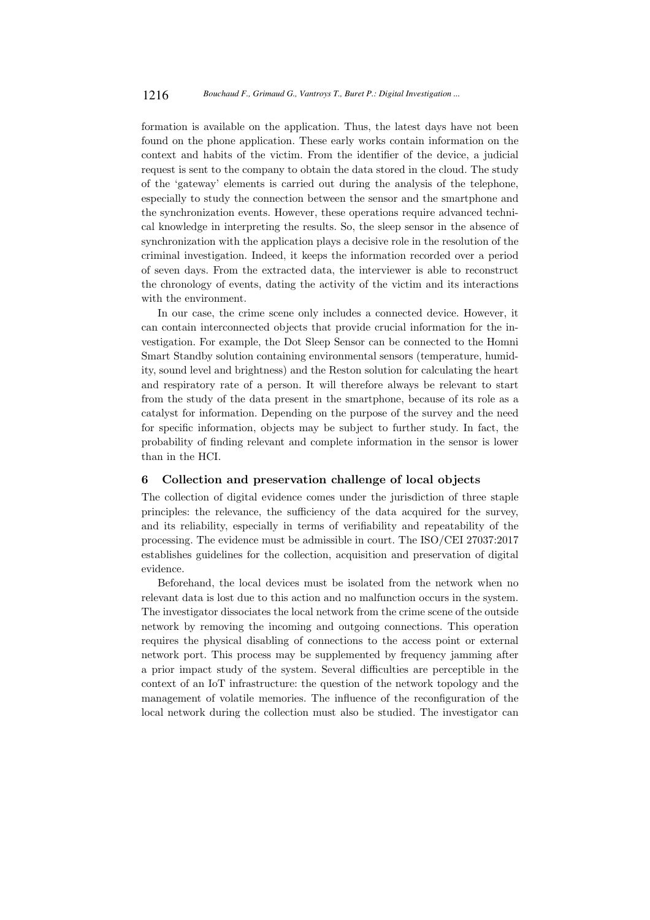formation is available on the application. Thus, the latest days have not been found on the phone application. These early works contain information on the context and habits of the victim. From the identifier of the device, a judicial request is sent to the company to obtain the data stored in the cloud. The study of the 'gateway' elements is carried out during the analysis of the telephone, especially to study the connection between the sensor and the smartphone and the synchronization events. However, these operations require advanced technical knowledge in interpreting the results. So, the sleep sensor in the absence of synchronization with the application plays a decisive role in the resolution of the criminal investigation. Indeed, it keeps the information recorded over a period of seven days. From the extracted data, the interviewer is able to reconstruct the chronology of events, dating the activity of the victim and its interactions with the environment.

In our case, the crime scene only includes a connected device. However, it can contain interconnected objects that provide crucial information for the investigation. For example, the Dot Sleep Sensor can be connected to the Homni Smart Standby solution containing environmental sensors (temperature, humidity, sound level and brightness) and the Reston solution for calculating the heart and respiratory rate of a person. It will therefore always be relevant to start from the study of the data present in the smartphone, because of its role as a catalyst for information. Depending on the purpose of the survey and the need for specific information, objects may be subject to further study. In fact, the probability of finding relevant and complete information in the sensor is lower than in the HCI.

## 6 Collection and preservation challenge of local objects

The collection of digital evidence comes under the jurisdiction of three staple principles: the relevance, the sufficiency of the data acquired for the survey, and its reliability, especially in terms of verifiability and repeatability of the processing. The evidence must be admissible in court. The ISO/CEI 27037:2017 establishes guidelines for the collection, acquisition and preservation of digital evidence.

Beforehand, the local devices must be isolated from the network when no relevant data is lost due to this action and no malfunction occurs in the system. The investigator dissociates the local network from the crime scene of the outside network by removing the incoming and outgoing connections. This operation requires the physical disabling of connections to the access point or external network port. This process may be supplemented by frequency jamming after a prior impact study of the system. Several difficulties are perceptible in the context of an IoT infrastructure: the question of the network topology and the management of volatile memories. The influence of the reconfiguration of the local network during the collection must also be studied. The investigator can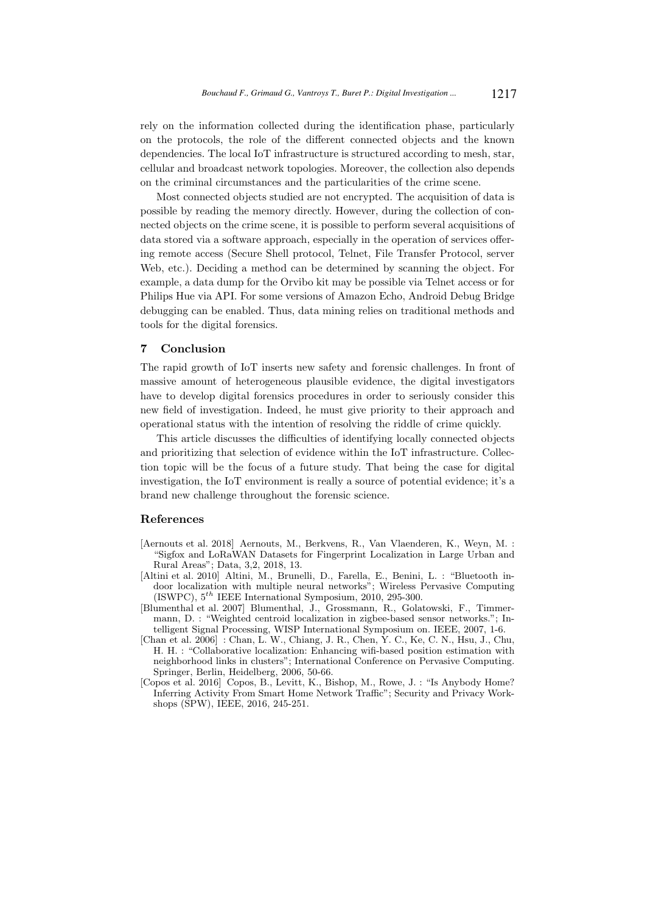rely on the information collected during the identification phase, particularly on the protocols, the role of the different connected objects and the known dependencies. The local IoT infrastructure is structured according to mesh, star, cellular and broadcast network topologies. Moreover, the collection also depends on the criminal circumstances and the particularities of the crime scene.

Most connected objects studied are not encrypted. The acquisition of data is possible by reading the memory directly. However, during the collection of connected objects on the crime scene, it is possible to perform several acquisitions of data stored via a software approach, especially in the operation of services offering remote access (Secure Shell protocol, Telnet, File Transfer Protocol, server Web, etc.). Deciding a method can be determined by scanning the object. For example, a data dump for the Orvibo kit may be possible via Telnet access or for Philips Hue via API. For some versions of Amazon Echo, Android Debug Bridge debugging can be enabled. Thus, data mining relies on traditional methods and tools for the digital forensics.

## 7 Conclusion

The rapid growth of IoT inserts new safety and forensic challenges. In front of massive amount of heterogeneous plausible evidence, the digital investigators have to develop digital forensics procedures in order to seriously consider this new field of investigation. Indeed, he must give priority to their approach and operational status with the intention of resolving the riddle of crime quickly.

This article discusses the difficulties of identifying locally connected objects and prioritizing that selection of evidence within the IoT infrastructure. Collection topic will be the focus of a future study. That being the case for digital investigation, the IoT environment is really a source of potential evidence; it's a brand new challenge throughout the forensic science.

## References

[Aernouts et al. 2018] Aernouts, M., Berkvens, R., Van Vlaenderen, K., Weyn, M. : "Sigfox and LoRaWAN Datasets for Fingerprint Localization in Large Urban and Rural Areas"; Data, 3,2, 2018, 13.

[Altini et al. 2010] Altini, M., Brunelli, D., Farella, E., Benini, L. : "Bluetooth indoor localization with multiple neural networks"; Wireless Pervasive Computing (ISWPC), $5^{th}$ IEEE International Symposium, 2010, 295-300.

[Blumenthal et al. 2007] Blumenthal, J., Grossmann, R., Golatowski, F., Timmermann, D. : "Weighted centroid localization in zigbee-based sensor networks."; Intelligent Signal Processing, WISP International Symposium on. IEEE, 2007, 1-6.

[Chan et al. 2006] : Chan, L. W., Chiang, J. R., Chen, Y. C., Ke, C. N., Hsu, J., Chu, H. H. : "Collaborative localization: Enhancing wifi-based position estimation with neighborhood links in clusters"; International Conference on Pervasive Computing. Springer, Berlin, Heidelberg, 2006, 50-66.

[Copos et al. 2016] Copos, B., Levitt, K., Bishop, M., Rowe, J. : "Is Anybody Home? Inferring Activity From Smart Home Network Traffic"; Security and Privacy Workshops (SPW), IEEE, 2016, 245-251.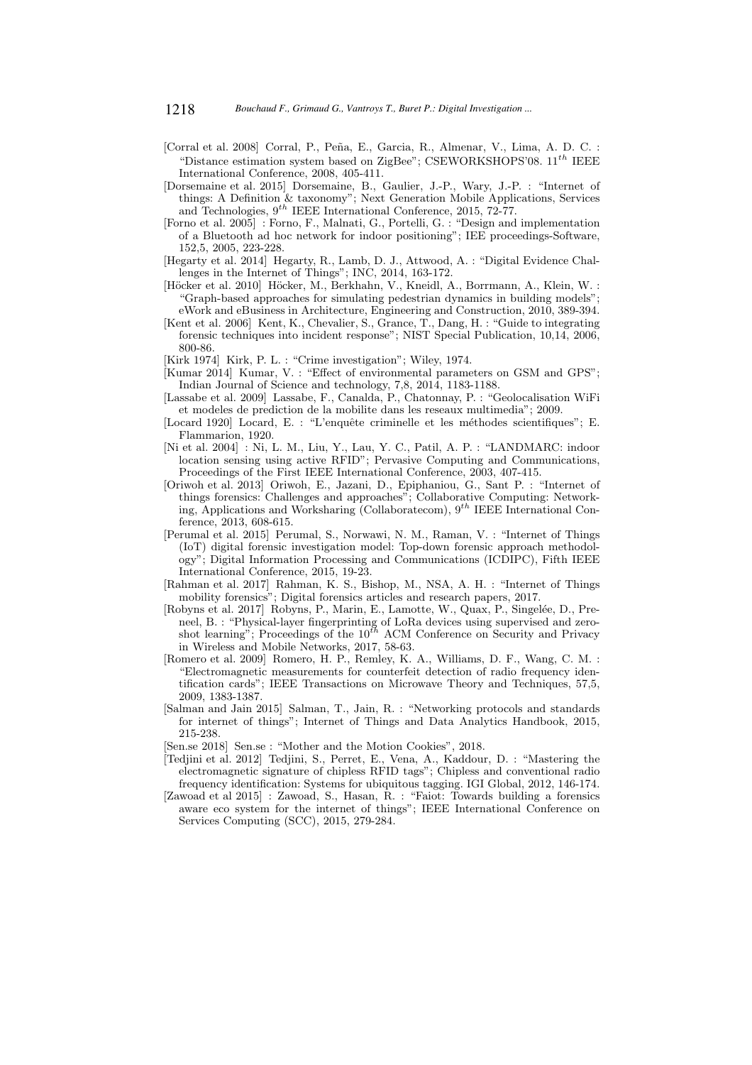[Corral et al. 2008] Corral, P., Peña, E., Garcia, R., Almenar, V., Lima, A. D. C. : "Distance estimation system based on ZigBee"; CSEWORKSHOPS'08. $11^{th}$ IEEE International Conference, 2008, 405-411.

[Dorsemaine et al. 2015] Dorsemaine, B., Gaulier, J.-P., Wary, J.-P. : "Internet of things: A Definition & taxonomy"; Next Generation Mobile Applications, Services and Technologies, $9^{th}$ IEEE International Conference, 2015, 72-77.

[Forno et al. 2005] : Forno, F., Malnati, G., Portelli, G. : "Design and implementation of a Bluetooth ad hoc network for indoor positioning"; IEE proceedings-Software, 152,5, 2005, 223-228.

[Hegarty et al. 2014] Hegarty, R., Lamb, D. J., Attwood, A. : "Digital Evidence Challenges in the Internet of Things"; INC, 2014, 163-172.

[Höcker et al. 2010] Höcker, M., Berkhahn, V., Kneidl, A., Borrmann, A., Klein, W. : "Graph-based approaches for simulating pedestrian dynamics in building models"; eWork and eBusiness in Architecture, Engineering and Construction, 2010, 389-394.

[Kent et al. 2006] Kent, K., Chevalier, S., Grance, T., Dang, H. : "Guide to integrating forensic techniques into incident response"; NIST Special Publication, 10,14, 2006, 800-86.

[Kirk 1974] Kirk, P. L. : "Crime investigation"; Wiley, 1974.

[Kumar 2014] Kumar, V. : "Effect of environmental parameters on GSM and GPS"; Indian Journal of Science and technology, 7,8, 2014, 1183-1188.

[Lassabe et al. 2009] Lassabe, F., Canalda, P., Chatonnay, P. : "Geolocalisation WiFi et modeles de prediction de la mobilite dans les reseaux multimedia"; 2009.

[Locard 1920] Locard, E. : "L'enquête criminelle et les méthodes scientifiques"; E. Flammarion, 1920.

[Ni et al. 2004] : Ni, L. M., Liu, Y., Lau, Y. C., Patil, A. P. : "LANDMARC: indoor location sensing using active RFID"; Pervasive Computing and Communications, Proceedings of the First IEEE International Conference, 2003, 407-415.

[Oriwoh et al. 2013] Oriwoh, E., Jazani, D., Epiphaniou, G., Sant P. : "Internet of things forensics: Challenges and approaches"; Collaborative Computing: Networking, Applications and Worksharing (Collaboratecom), $9^{th}$ IEEE International Conference, 2013, 608-615.

[Perumal et al. 2015] Perumal, S., Norwawi, N. M., Raman, V. : "Internet of Things (IoT) digital forensic investigation model: Top-down forensic approach methodology"; Digital Information Processing and Communications (ICDIPC), Fifth IEEE International Conference, 2015, 19-23.

[Rahman et al. 2017] Rahman, K. S., Bishop, M., NSA, A. H. : "Internet of Things mobility forensics"; Digital forensics articles and research papers, 2017.

[Robyns et al. 2017] Robyns, P., Marin, E., Lamotte, W., Quax, P., Singelée, D., Preneel, B. : "Physical-layer fingerprinting of LoRa devices using supervised and zero-shot learning"; Proceedings of the $10^{th}$ ACM Conference on Security and Privacy in Wireless and Mobile Networks, 2017, 58-63.

[Romero et al. 2009] Romero, H. P., Remley, K. A., Williams, D. F., Wang, C. M. : "Electromagnetic measurements for counterfeit detection of radio frequency identification cards"; IEEE Transactions on Microwave Theory and Techniques, 57,5, 2009, 1383-1387.

[Salman and Jain 2015] Salman, T., Jain, R. : "Networking protocols and standards for internet of things"; Internet of Things and Data Analytics Handbook, 2015, 215-238.

[Sen.se 2018] Sen.se : "Mother and the Motion Cookies", 2018.

[Tedjini et al. 2012] Tedjini, S., Perret, E., Vena, A., Kaddour, D. : "Mastering the electromagnetic signature of chipless RFID tags"; Chipless and conventional radio frequency identification: Systems for ubiquitous tagging. IGI Global, 2012, 146-174.

[Zawoad et al 2015] : Zawoad, S., Hasan, R. : "Faiot: Towards building a forensics aware eco system for the internet of things"; IEEE International Conference on Services Computing (SCC), 2015, 279-284.